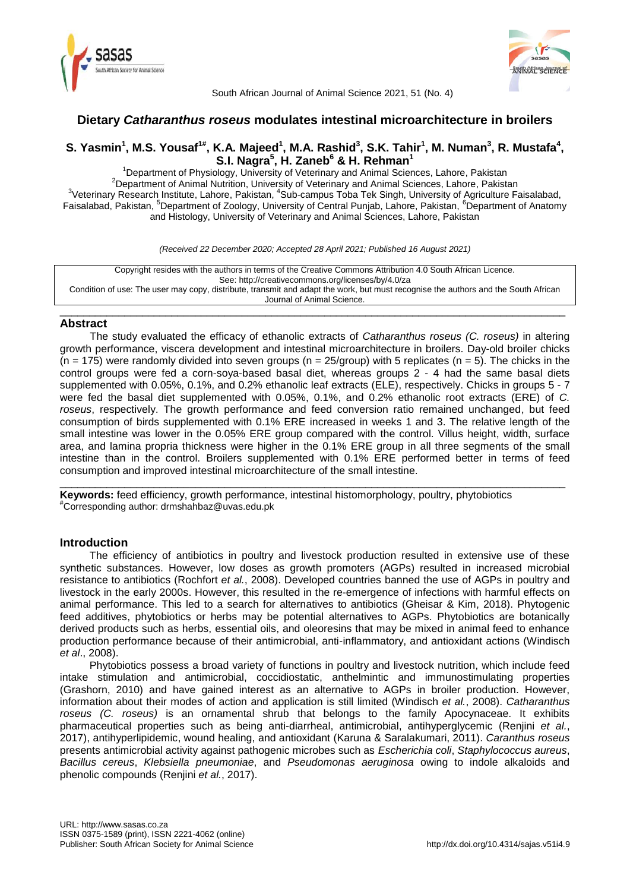# Dietary *Catharanthus roseus* modulates intestinal microarchitecture in broilers

**S. Yasmin[1], M.S. Yousaf[1#], K.A. Majeed[1], M.A. Rashid[3], S.K. Tahir[1], M. Numan[3], R. Mustafa[4], S.I. Nagra[5], H. Zaneb[6] & H. Rehman[1]**

[1]Department of Physiology, University of Veterinary and Animal Sciences, Lahore, Pakistan
[2]Department of Animal Nutrition, University of Veterinary and Animal Sciences, Lahore, Pakistan
[3]Veterinary Research Institute, Lahore, Pakistan, [4]Sub-campus Toba Tek Singh, University of Agriculture Faisalabad, Faisalabad, Pakistan, [5]Department of Zoology, University of Central Punjab, Lahore, Pakistan, [6]Department of Anatomy and Histology, University of Veterinary and Animal Sciences, Lahore, Pakistan

*(Received 22 December 2020; Accepted 28 April 2021; Published 16 August 2021)*

Copyright resides with the authors in terms of the Creative Commons Attribution 4.0 South African Licence.
See: http://creativecommons.org/licenses/by/4.0/za
Condition of use: The user may copy, distribute, transmit and adapt the work, but must recognise the authors and the South African Journal of Animal Science.

## Abstract

The study evaluated the efficacy of ethanolic extracts of *Catharanthus roseus (C. roseus)* in altering growth performance, viscera development and intestinal microarchitecture in broilers. Day-old broiler chicks (n = 175) were randomly divided into seven groups (n = 25/group) with 5 replicates (n = 5). The chicks in the control groups were fed a corn-soya-based basal diet, whereas groups 2 - 4 had the same basal diets supplemented with 0.05%, 0.1%, and 0.2% ethanolic leaf extracts (ELE), respectively. Chicks in groups 5 - 7 were fed the basal diet supplemented with 0.05%, 0.1%, and 0.2% ethanolic root extracts (ERE) of *C. roseus*, respectively. The growth performance and feed conversion ratio remained unchanged, but feed consumption of birds supplemented with 0.1% ERE increased in weeks 1 and 3. The relative length of the small intestine was lower in the 0.05% ERE group compared with the control. Villus height, width, surface area, and lamina propria thickness were higher in the 0.1% ERE group in all three segments of the small intestine than in the control. Broilers supplemented with 0.1% ERE performed better in terms of feed consumption and improved intestinal microarchitecture of the small intestine.

**Keywords:** feed efficiency, growth performance, intestinal histomorphology, poultry, phytobiotics
[#]Corresponding author: drmshahbaz@uvas.edu.pk

## Introduction

The efficiency of antibiotics in poultry and livestock production resulted in extensive use of these synthetic substances. However, low doses as growth promoters (AGPs) resulted in increased microbial resistance to antibiotics (Rochfort *et al.*, 2008). Developed countries banned the use of AGPs in poultry and livestock in the early 2000s. However, this resulted in the re-emergence of infections with harmful effects on animal performance. This led to a search for alternatives to antibiotics (Gheisar & Kim, 2018). Phytogenic feed additives, phytobiotics or herbs may be potential alternatives to AGPs. Phytobiotics are botanically derived products such as herbs, essential oils, and oleoresins that may be mixed in animal feed to enhance production performance because of their antimicrobial, anti-inflammatory, and antioxidant actions (Windisch *et al*., 2008).

Phytobiotics possess a broad variety of functions in poultry and livestock nutrition, which include feed intake stimulation and antimicrobial, coccidiostatic, anthelmintic and immunostimulating properties (Grashorn, 2010) and have gained interest as an alternative to AGPs in broiler production. However, information about their modes of action and application is still limited (Windisch *et al.*, 2008). *Catharanthus roseus (C. roseus)* is an ornamental shrub that belongs to the family Apocynaceae. It exhibits pharmaceutical properties such as being anti-diarrheal, antimicrobial, antihyperglycemic (Renjini *et al.*, 2017), antihyperlipidemic, wound healing, and antioxidant (Karuna & Saralakumari, 2011). *Caranthus roseus* presents antimicrobial activity against pathogenic microbes such as *Escherichia coli*, *Staphylococcus aureus*, *Bacillus cereus*, *Klebsiella pneumoniae*, and *Pseudomonas aeruginosa* owing to indole alkaloids and phenolic compounds (Renjini *et al.*, 2017).

URL: http://www.sasas.co.za
ISSN 0375-1589 (print), ISSN 2221-4062 (online)
Publisher: South African Society for Animal Science
http://dx.doi.org/10.4314/sajas.v51i4.9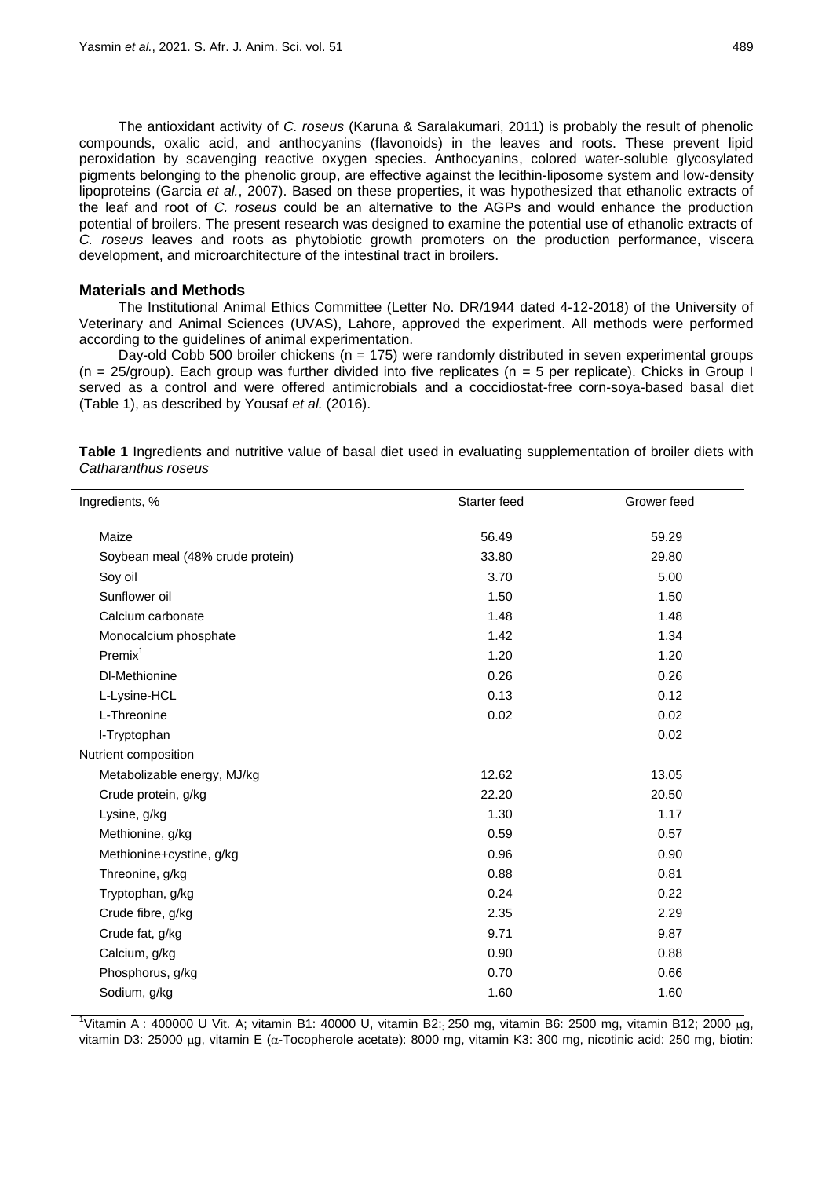The antioxidant activity of *C. roseus* (Karuna & Saralakumari, 2011) is probably the result of phenolic compounds, oxalic acid, and anthocyanins (flavonoids) in the leaves and roots. These prevent lipid peroxidation by scavenging reactive oxygen species. Anthocyanins, colored water-soluble glycosylated pigments belonging to the phenolic group, are effective against the lecithin-liposome system and low-density lipoproteins (Garcia *et al.*, 2007). Based on these properties, it was hypothesized that ethanolic extracts of the leaf and root of *C. roseus* could be an alternative to the AGPs and would enhance the production potential of broilers. The present research was designed to examine the potential use of ethanolic extracts of *C. roseus* leaves and roots as phytobiotic growth promoters on the production performance, viscera development, and microarchitecture of the intestinal tract in broilers.

## Materials and Methods

The Institutional Animal Ethics Committee (Letter No. DR/1944 dated 4-12-2018) of the University of Veterinary and Animal Sciences (UVAS), Lahore, approved the experiment. All methods were performed according to the guidelines of animal experimentation.

Day-old Cobb 500 broiler chickens (n = 175) were randomly distributed in seven experimental groups (n = 25/group). Each group was further divided into five replicates (n = 5 per replicate). Chicks in Group I served as a control and were offered antimicrobials and a coccidiostat-free corn-soya-based basal diet (Table 1), as described by Yousaf *et al.* (2016).

**Table 1** Ingredients and nutritive value of basal diet used in evaluating supplementation of broiler diets with *Catharanthus roseus*

| Ingredients, % | Starter feed | Grower feed |
|---|---|---|
| Maize | 56.49 | 59.29 |
| Soybean meal (48% crude protein) | 33.80 | 29.80 |
| Soy oil | 3.70 | 5.00 |
| Sunflower oil | 1.50 | 1.50 |
| Calcium carbonate | 1.48 | 1.48 |
| Monocalcium phosphate | 1.42 | 1.34 |
| Premix[1] | 1.20 | 1.20 |
| Dl-Methionine | 0.26 | 0.26 |
| L-Lysine-HCL | 0.13 | 0.12 |
| L-Threonine | 0.02 | 0.02 |
| l-Tryptophan | | 0.02 |
| Nutrient composition | | |
| Metabolizable energy, MJ/kg | 12.62 | 13.05 |
| Crude protein, g/kg | 22.20 | 20.50 |
| Lysine, g/kg | 1.30 | 1.17 |
| Methionine, g/kg | 0.59 | 0.57 |
| Methionine+cystine, g/kg | 0.96 | 0.90 |
| Threonine, g/kg | 0.88 | 0.81 |
| Tryptophan, g/kg | 0.24 | 0.22 |
| Crude fibre, g/kg | 2.35 | 2.29 |
| Crude fat, g/kg | 9.71 | 9.87 |
| Calcium, g/kg | 0.90 | 0.88 |
| Phosphorus, g/kg | 0.70 | 0.66 |
| Sodium, g/kg | 1.60 | 1.60 |

[1]Vitamin A : 400000 U Vit. A; vitamin B1: 40000 U, vitamin B2: 250 mg, vitamin B6: 2500 mg, vitamin B12; 2000 μg, vitamin D3: 25000 μg, vitamin E (α-Tocopherole acetate): 8000 mg, vitamin K3: 300 mg, nicotinic acid: 250 mg, biotin: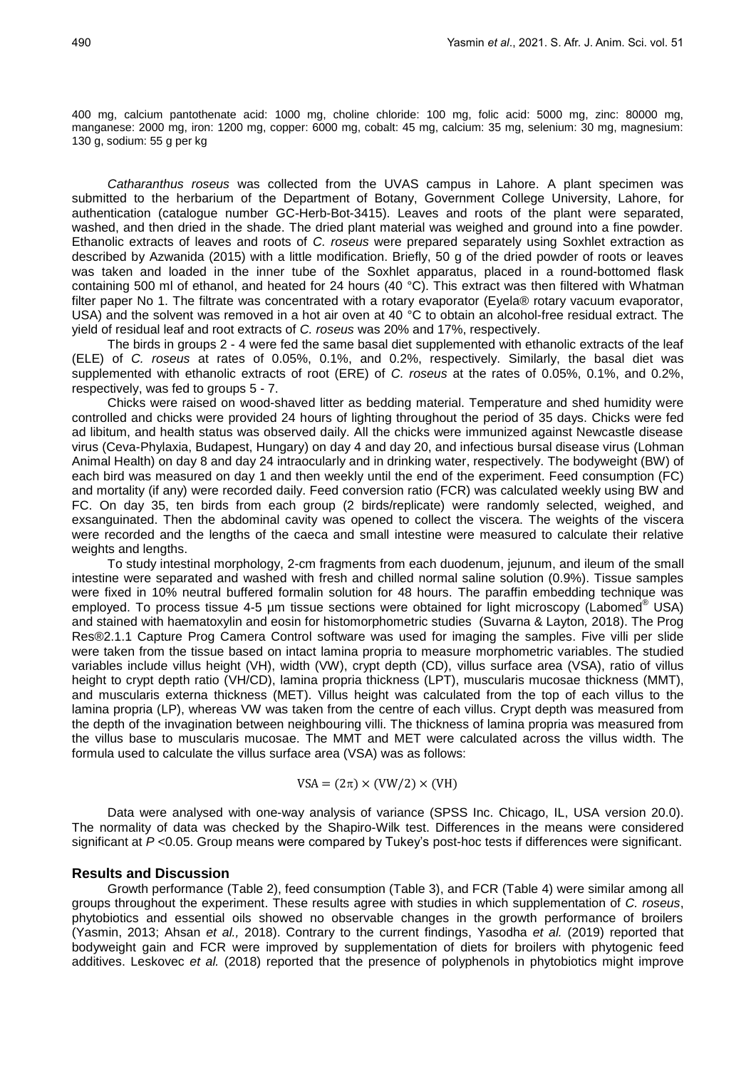400 mg, calcium pantothenate acid: 1000 mg, choline chloride: 100 mg, folic acid: 5000 mg, zinc: 80000 mg, manganese: 2000 mg, iron: 1200 mg, copper: 6000 mg, cobalt: 45 mg, calcium: 35 mg, selenium: 30 mg, magnesium: 130 g, sodium: 55 g per kg

*Catharanthus roseus* was collected from the UVAS campus in Lahore. A plant specimen was submitted to the herbarium of the Department of Botany, Government College University, Lahore, for authentication (catalogue number GC-Herb-Bot-3415). Leaves and roots of the plant were separated, washed, and then dried in the shade. The dried plant material was weighed and ground into a fine powder. Ethanolic extracts of leaves and roots of *C. roseus* were prepared separately using Soxhlet extraction as described by Azwanida (2015) with a little modification. Briefly, 50 g of the dried powder of roots or leaves was taken and loaded in the inner tube of the Soxhlet apparatus, placed in a round-bottomed flask containing 500 ml of ethanol, and heated for 24 hours (40 °C). This extract was then filtered with Whatman filter paper No 1. The filtrate was concentrated with a rotary evaporator (Eyela® rotary vacuum evaporator, USA) and the solvent was removed in a hot air oven at 40 °C to obtain an alcohol-free residual extract. The yield of residual leaf and root extracts of *C. roseus* was 20% and 17%, respectively.

The birds in groups 2 - 4 were fed the same basal diet supplemented with ethanolic extracts of the leaf (ELE) of *C. roseus* at rates of 0.05%, 0.1%, and 0.2%, respectively. Similarly, the basal diet was supplemented with ethanolic extracts of root (ERE) of *C. roseus* at the rates of 0.05%, 0.1%, and 0.2%, respectively, was fed to groups 5 - 7.

Chicks were raised on wood-shaved litter as bedding material. Temperature and shed humidity were controlled and chicks were provided 24 hours of lighting throughout the period of 35 days. Chicks were fed ad libitum, and health status was observed daily. All the chicks were immunized against Newcastle disease virus (Ceva-Phylaxia, Budapest, Hungary) on day 4 and day 20, and infectious bursal disease virus (Lohman Animal Health) on day 8 and day 24 intraocularly and in drinking water, respectively. The bodyweight (BW) of each bird was measured on day 1 and then weekly until the end of the experiment. Feed consumption (FC) and mortality (if any) were recorded daily. Feed conversion ratio (FCR) was calculated weekly using BW and FC. On day 35, ten birds from each group (2 birds/replicate) were randomly selected, weighed, and exsanguinated. Then the abdominal cavity was opened to collect the viscera. The weights of the viscera were recorded and the lengths of the caeca and small intestine were measured to calculate their relative weights and lengths.

To study intestinal morphology, 2-cm fragments from each duodenum, jejunum, and ileum of the small intestine were separated and washed with fresh and chilled normal saline solution (0.9%). Tissue samples were fixed in 10% neutral buffered formalin solution for 48 hours. The paraffin embedding technique was employed. To process tissue 4-5 µm tissue sections were obtained for light microscopy (Labomed® USA) and stained with haematoxylin and eosin for histomorphometric studies (Suvarna & Layton, 2018). The Prog Res®2.1.1 Capture Prog Camera Control software was used for imaging the samples. Five villi per slide were taken from the tissue based on intact lamina propria to measure morphometric variables. The studied variables include villus height (VH), width (VW), crypt depth (CD), villus surface area (VSA), ratio of villus height to crypt depth ratio (VH/CD), lamina propria thickness (LPT), muscularis mucosae thickness (MMT), and muscularis externa thickness (MET). Villus height was calculated from the top of each villus to the lamina propria (LP), whereas VW was taken from the centre of each villus. Crypt depth was measured from the depth of the invagination between neighbouring villi. The thickness of lamina propria was measured from the villus base to muscularis mucosae. The MMT and MET were calculated across the villus width. The formula used to calculate the villus surface area (VSA) was as follows:

$$\mathrm{VSA} = (2\pi) \times (\mathrm{VW}/2) \times (\mathrm{VH})$$

Data were analysed with one-way analysis of variance (SPSS Inc. Chicago, IL, USA version 20.0). The normality of data was checked by the Shapiro-Wilk test. Differences in the means were considered significant at $P < 0.05$. Group means were compared by Tukey's post-hoc tests if differences were significant.

## Results and Discussion

Growth performance (Table 2), feed consumption (Table 3), and FCR (Table 4) were similar among all groups throughout the experiment. These results agree with studies in which supplementation of *C. roseus*, phytobiotics and essential oils showed no observable changes in the growth performance of broilers (Yasmin, 2013; Ahsan *et al.,* 2018). Contrary to the current findings, Yasodha *et al.* (2019) reported that bodyweight gain and FCR were improved by supplementation of diets for broilers with phytogenic feed additives. Leskovec *et al.* (2018) reported that the presence of polyphenols in phytobiotics might improve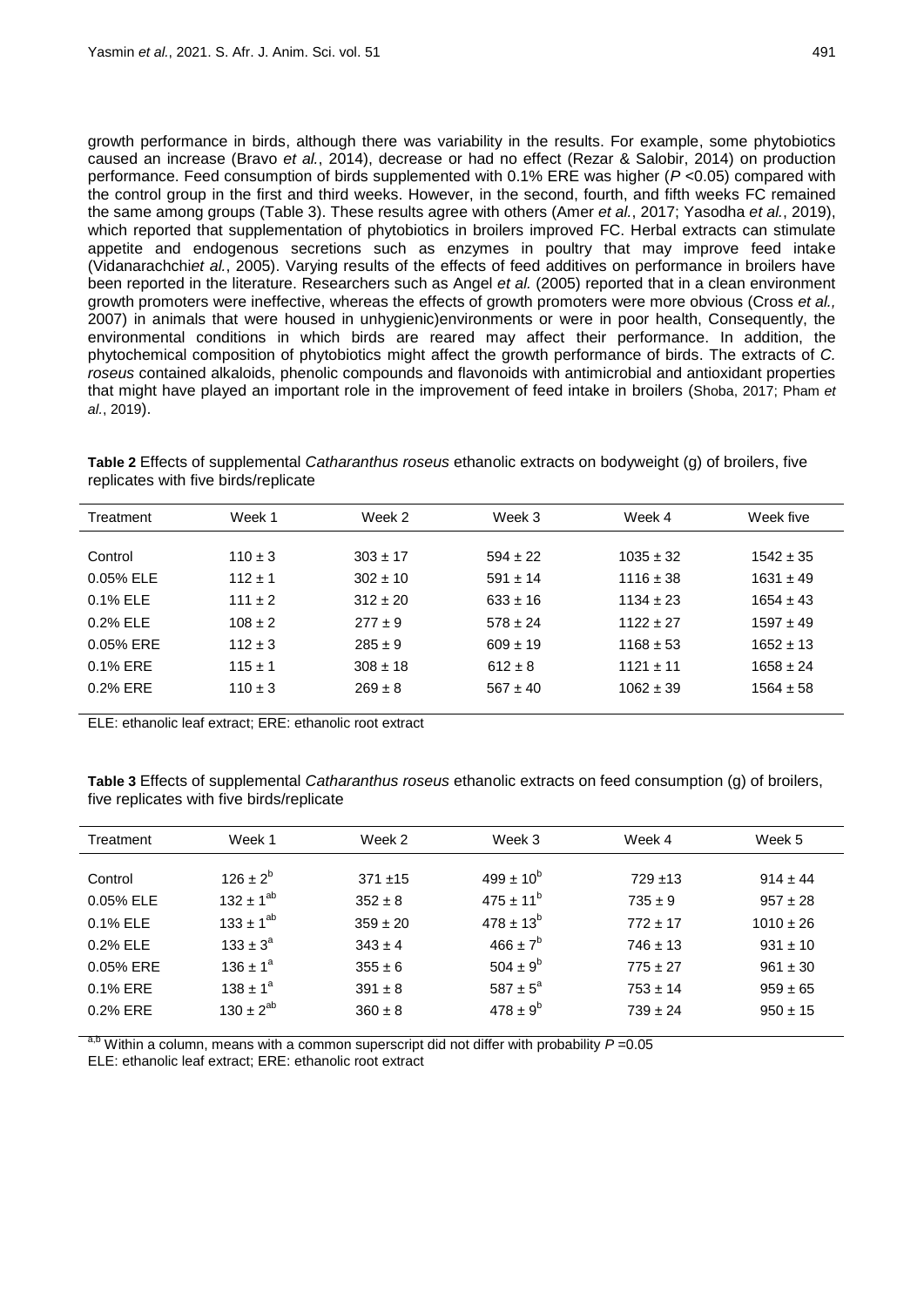growth performance in birds, although there was variability in the results. For example, some phytobiotics caused an increase (Bravo *et al.*, 2014), decrease or had no effect (Rezar & Salobir, 2014) on production performance. Feed consumption of birds supplemented with 0.1% ERE was higher ($P$ <0.05) compared with the control group in the first and third weeks. However, in the second, fourth, and fifth weeks FC remained the same among groups (Table 3). These results agree with others (Amer *et al.*, 2017; Yasodha *et al.*, 2019), which reported that supplementation of phytobiotics in broilers improved FC. Herbal extracts can stimulate appetite and endogenous secretions such as enzymes in poultry that may improve feed intake (Vidanarachchi*et al.*, 2005). Varying results of the effects of feed additives on performance in broilers have been reported in the literature. Researchers such as Angel *et al.* (2005) reported that in a clean environment growth promoters were ineffective, whereas the effects of growth promoters were more obvious (Cross *et al.,* 2007) in animals that were housed in unhygienic)environments or were in poor health, Consequently, the environmental conditions in which birds are reared may affect their performance. In addition, the phytochemical composition of phytobiotics might affect the growth performance of birds. The extracts of *C. roseus* contained alkaloids, phenolic compounds and flavonoids with antimicrobial and antioxidant properties that might have played an important role in the improvement of feed intake in broilers (Shoba, 2017; Pham *et al.*, 2019).

**Table 2** Effects of supplemental *Catharanthus roseus* ethanolic extracts on bodyweight (g) of broilers, five replicates with five birds/replicate

| Treatment | Week 1 | Week 2 | Week 3 | Week 4 | Week five |
|---|---|---|---|---|---|
| Control | 110 ± 3 | 303 ± 17 | 594 ± 22 | 1035 ± 32 | 1542 ± 35 |
| 0.05% ELE | 112 ± 1 | 302 ± 10 | 591 ± 14 | 1116 ± 38 | 1631 ± 49 |
| 0.1% ELE | 111 ± 2 | 312 ± 20 | 633 ± 16 | 1134 ± 23 | 1654 ± 43 |
| 0.2% ELE | 108 ± 2 | 277 ± 9 | 578 ± 24 | 1122 ± 27 | 1597 ± 49 |
| 0.05% ERE | 112 ± 3 | 285 ± 9 | 609 ± 19 | 1168 ± 53 | 1652 ± 13 |
| 0.1% ERE | 115 ± 1 | 308 ± 18 | 612 ± 8 | 1121 ± 11 | 1658 ± 24 |
| 0.2% ERE | 110 ± 3 | 269 ± 8 | 567 ± 40 | 1062 ± 39 | 1564 ± 58 |

ELE: ethanolic leaf extract; ERE: ethanolic root extract

**Table 3** Effects of supplemental *Catharanthus roseus* ethanolic extracts on feed consumption (g) of broilers, five replicates with five birds/replicate

| Treatment | Week 1 | Week 2 | Week 3 | Week 4 | Week 5 |
|---|---|---|---|---|---|
| Control | $126 \pm 2^{b}$ | 371 ±15 | $499 \pm 10^{b}$ | 729 ±13 | 914 ± 44 |
| 0.05% ELE | $132 \pm 1^{ab}$ | 352 ± 8 | $475 \pm 11^{b}$ | 735 ± 9 | 957 ± 28 |
| 0.1% ELE | $133 \pm 1^{ab}$ | 359 ± 20 | $478 \pm 13^{b}$ | 772 ± 17 | 1010 ± 26 |
| 0.2% ELE | $133 \pm 3^{a}$ | 343 ± 4 | $466 \pm 7^{b}$ | 746 ± 13 | 931 ± 10 |
| 0.05% ERE | $136 \pm 1^{a}$ | 355 ± 6 | $504 \pm 9^{b}$ | 775 ± 27 | 961 ± 30 |
| 0.1% ERE | $138 \pm 1^{a}$ | 391 ± 8 | $587 \pm 5^{a}$ | 753 ± 14 | 959 ± 65 |
| 0.2% ERE | $130 \pm 2^{ab}$ | 360 ± 8 | $478 \pm 9^{b}$ | 739 ± 24 | 950 ± 15 |

[a,b] Within a column, means with a common superscript did not differ with probability $P$ =0.05

ELE: ethanolic leaf extract; ERE: ethanolic root extract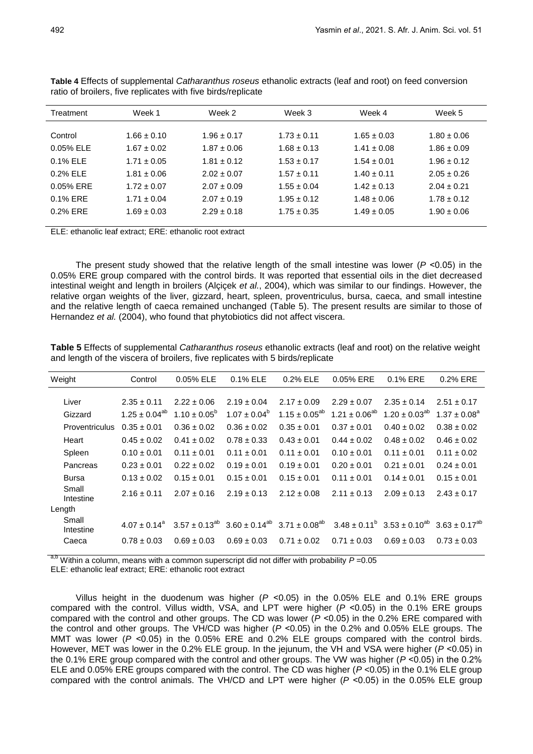**Table 4** Effects of supplemental *Catharanthus roseus* ethanolic extracts (leaf and root) on feed conversion ratio of broilers, five replicates with five birds/replicate

| Treatment | Week 1 | Week 2 | Week 3 | Week 4 | Week 5 |
|---|---|---|---|---|---|
| Control | 1.66 ± 0.10 | 1.96 ± 0.17 | 1.73 ± 0.11 | 1.65 ± 0.03 | 1.80 ± 0.06 |
| 0.05% ELE | 1.67 ± 0.02 | 1.87 ± 0.06 | 1.68 ± 0.13 | 1.41 ± 0.08 | 1.86 ± 0.09 |
| 0.1% ELE | 1.71 ± 0.05 | 1.81 ± 0.12 | 1.53 ± 0.17 | 1.54 ± 0.01 | 1.96 ± 0.12 |
| 0.2% ELE | 1.81 ± 0.06 | 2.02 ± 0.07 | 1.57 ± 0.11 | 1.40 ± 0.11 | 2.05 ± 0.26 |
| 0.05% ERE | 1.72 ± 0.07 | 2.07 ± 0.09 | 1.55 ± 0.04 | 1.42 ± 0.13 | 2.04 ± 0.21 |
| 0.1% ERE | 1.71 ± 0.04 | 2.07 ± 0.19 | 1.95 ± 0.12 | 1.48 ± 0.06 | 1.78 ± 0.12 |
| 0.2% ERE | 1.69 ± 0.03 | 2.29 ± 0.18 | 1.75 ± 0.35 | 1.49 ± 0.05 | 1.90 ± 0.06 |

ELE: ethanolic leaf extract; ERE: ethanolic root extract

The present study showed that the relative length of the small intestine was lower ($P$ <0.05) in the 0.05% ERE group compared with the control birds. It was reported that essential oils in the diet decreased intestinal weight and length in broilers (Alçiçek *et al.*, 2004), which was similar to our findings. However, the relative organ weights of the liver, gizzard, heart, spleen, proventriculus, bursa, caeca, and small intestine and the relative length of caeca remained unchanged (Table 5). The present results are similar to those of Hernandez *et al.* (2004), who found that phytobiotics did not affect viscera.

**Table 5** Effects of supplemental *Catharanthus roseus* ethanolic extracts (leaf and root) on the relative weight and length of the viscera of broilers, five replicates with 5 birds/replicate

| Weight | Control | 0.05% ELE | 0.1% ELE | 0.2% ELE | 0.05% ERE | 0.1% ERE | 0.2% ERE |
|---|---|---|---|---|---|---|---|
| Liver | 2.35 ± 0.11 | 2.22 ± 0.06 | 2.19 ± 0.04 | 2.17 ± 0.09 | 2.29 ± 0.07 | 2.35 ± 0.14 | 2.51 ± 0.17 |
| Gizzard | 1.25 ± 0.04[ab] | 1.10 ± 0.05[b] | 1.07 ± 0.04[b] | 1.15 ± 0.05[ab] | 1.21 ± 0.06[ab] | 1.20 ± 0.03[ab] | 1.37 ± 0.08[a] |
| Proventriculus | 0.35 ± 0.01 | 0.36 ± 0.02 | 0.36 ± 0.02 | 0.35 ± 0.01 | 0.37 ± 0.01 | 0.40 ± 0.02 | 0.38 ± 0.02 |
| Heart | 0.45 ± 0.02 | 0.41 ± 0.02 | 0.78 ± 0.33 | 0.43 ± 0.01 | 0.44 ± 0.02 | 0.48 ± 0.02 | 0.46 ± 0.02 |
| Spleen | 0.10 ± 0.01 | 0.11 ± 0.01 | 0.11 ± 0.01 | 0.11 ± 0.01 | 0.10 ± 0.01 | 0.11 ± 0.01 | 0.11 ± 0.02 |
| Pancreas | 0.23 ± 0.01 | 0.22 ± 0.02 | 0.19 ± 0.01 | 0.19 ± 0.01 | 0.20 ± 0.01 | 0.21 ± 0.01 | 0.24 ± 0.01 |
| Bursa | 0.13 ± 0.02 | 0.15 ± 0.01 | 0.15 ± 0.01 | 0.15 ± 0.01 | 0.11 ± 0.01 | 0.14 ± 0.01 | 0.15 ± 0.01 |
| Small Intestine | 2.16 ± 0.11 | 2.07 ± 0.16 | 2.19 ± 0.13 | 2.12 ± 0.08 | 2.11 ± 0.13 | 2.09 ± 0.13 | 2.43 ± 0.17 |
| Length | | | | | | | |
| Small Intestine | 4.07 ± 0.14[a] | 3.57 ± 0.13[ab] | 3.60 ± 0.14[ab] | 3.71 ± 0.08[ab] | 3.48 ± 0.11[b] | 3.53 ± 0.10[ab] | 3.63 ± 0.17[ab] |
| Caeca | 0.78 ± 0.03 | 0.69 ± 0.03 | 0.69 ± 0.03 | 0.71 ± 0.02 | 0.71 ± 0.03 | 0.69 ± 0.03 | 0.73 ± 0.03 |

[a,b] Within a column, means with a common superscript did not differ with probability $P$ =0.05
ELE: ethanolic leaf extract; ERE: ethanolic root extract

Villus height in the duodenum was higher ($P$ <0.05) in the 0.05% ELE and 0.1% ERE groups compared with the control. Villus width, VSA, and LPT were higher ($P$ <0.05) in the 0.1% ERE groups compared with the control and other groups. The CD was lower ($P$ <0.05) in the 0.2% ERE compared with the control and other groups. The VH/CD was higher ($P$ <0.05) in the 0.2% and 0.05% ELE groups. The MMT was lower ($P$ <0.05) in the 0.05% ERE and 0.2% ELE groups compared with the control birds. However, MET was lower in the 0.2% ELE group. In the jejunum, the VH and VSA were higher ($P$ <0.05) in the 0.1% ERE group compared with the control and other groups. The VW was higher ($P$ <0.05) in the 0.2% ELE and 0.05% ERE groups compared with the control. The CD was higher ($P$ <0.05) in the 0.1% ELE group compared with the control animals. The VH/CD and LPT were higher ($P$ <0.05) in the 0.05% ELE group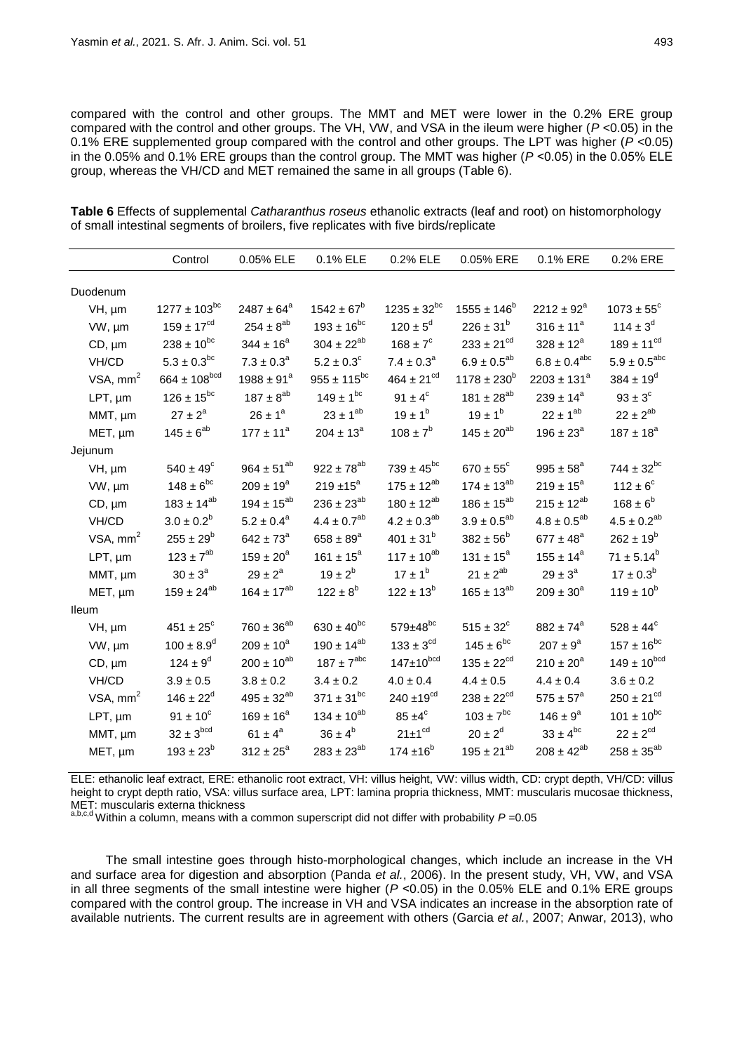compared with the control and other groups. The MMT and MET were lower in the 0.2% ERE group compared with the control and other groups. The VH, VW, and VSA in the ileum were higher ($P$ <0.05) in the 0.1% ERE supplemented group compared with the control and other groups. The LPT was higher ($P$ <0.05) in the 0.05% and 0.1% ERE groups than the control group. The MMT was higher ($P$ <0.05) in the 0.05% ELE group, whereas the VH/CD and MET remained the same in all groups (Table 6).

**Table 6** Effects of supplemental *Catharanthus roseus* ethanolic extracts (leaf and root) on histomorphology of small intestinal segments of broilers, five replicates with five birds/replicate

| | Control | 0.05% ELE | 0.1% ELE | 0.2% ELE | 0.05% ERE | 0.1% ERE | 0.2% ERE |
|---|---|---|---|---|---|---|---|
| Duodenum | | | | | | | |
| VH, µm | $1277 \pm 103^{bc}$ | $2487 \pm 64^{a}$ | $1542 \pm 67^{b}$ | $1235 \pm 32^{bc}$ | $1555 \pm 146^{b}$ | $2212 \pm 92^{a}$ | $1073 \pm 55^{c}$ |
| VW, µm | $159 \pm 17^{cd}$ | $254 \pm 8^{ab}$ | $193 \pm 16^{bc}$ | $120 \pm 5^{d}$ | $226 \pm 31^{b}$ | $316 \pm 11^{a}$ | $114 \pm 3^{d}$ |
| CD, µm | $238 \pm 10^{bc}$ | $344 \pm 16^{a}$ | $304 \pm 22^{ab}$ | $168 \pm 7^{c}$ | $233 \pm 21^{cd}$ | $328 \pm 12^{a}$ | $189 \pm 11^{cd}$ |
| VH/CD | $5.3 \pm 0.3^{bc}$ | $7.3 \pm 0.3^{a}$ | $5.2 \pm 0.3^{c}$ | $7.4 \pm 0.3^{a}$ | $6.9 \pm 0.5^{ab}$ | $6.8 \pm 0.4^{abc}$ | $5.9 \pm 0.5^{abc}$ |
| VSA, mm$^2$ | $664 \pm 108^{bcd}$ | $1988 \pm 91^{a}$ | $955 \pm 115^{bc}$ | $464 \pm 21^{cd}$ | $1178 \pm 230^{b}$ | $2203 \pm 131^{a}$ | $384 \pm 19^{d}$ |
| LPT, µm | $126 \pm 15^{bc}$ | $187 \pm 8^{ab}$ | $149 \pm 1^{bc}$ | $91 \pm 4^{c}$ | $181 \pm 28^{ab}$ | $239 \pm 14^{a}$ | $93 \pm 3^{c}$ |
| MMT, µm | $27 \pm 2^{a}$ | $26 \pm 1^{a}$ | $23 \pm 1^{ab}$ | $19 \pm 1^{b}$ | $19 \pm 1^{b}$ | $22 \pm 1^{ab}$ | $22 \pm 2^{ab}$ |
| MET, µm | $145 \pm 6^{ab}$ | $177 \pm 11^{a}$ | $204 \pm 13^{a}$ | $108 \pm 7^{b}$ | $145 \pm 20^{ab}$ | $196 \pm 23^{a}$ | $187 \pm 18^{a}$ |
| Jejunum | | | | | | | |
| VH, µm | $540 \pm 49^{c}$ | $964 \pm 51^{ab}$ | $922 \pm 78^{ab}$ | $739 \pm 45^{bc}$ | $670 \pm 55^{c}$ | $995 \pm 58^{a}$ | $744 \pm 32^{bc}$ |
| VW, µm | $148 \pm 6^{bc}$ | $209 \pm 19^{a}$ | $219 \pm 15^{a}$ | $175 \pm 12^{ab}$ | $174 \pm 13^{ab}$ | $219 \pm 15^{a}$ | $112 \pm 6^{c}$ |
| CD, µm | $183 \pm 14^{ab}$ | $194 \pm 15^{ab}$ | $236 \pm 23^{ab}$ | $180 \pm 12^{ab}$ | $186 \pm 15^{ab}$ | $215 \pm 12^{ab}$ | $168 \pm 6^{b}$ |
| VH/CD | $3.0 \pm 0.2^{b}$ | $5.2 \pm 0.4^{a}$ | $4.4 \pm 0.7^{ab}$ | $4.2 \pm 0.3^{ab}$ | $3.9 \pm 0.5^{ab}$ | $4.8 \pm 0.5^{ab}$ | $4.5 \pm 0.2^{ab}$ |
| VSA, mm$^2$ | $255 \pm 29^{b}$ | $642 \pm 73^{a}$ | $658 \pm 89^{a}$ | $401 \pm 31^{b}$ | $382 \pm 56^{b}$ | $677 \pm 48^{a}$ | $262 \pm 19^{b}$ |
| LPT, µm | $123 \pm 7^{ab}$ | $159 \pm 20^{a}$ | $161 \pm 15^{a}$ | $117 \pm 10^{ab}$ | $131 \pm 15^{a}$ | $155 \pm 14^{a}$ | $71 \pm 5.14^{b}$ |
| MMT, µm | $30 \pm 3^{a}$ | $29 \pm 2^{a}$ | $19 \pm 2^{b}$ | $17 \pm 1^{b}$ | $21 \pm 2^{ab}$ | $29 \pm 3^{a}$ | $17 \pm 0.3^{b}$ |
| MET, µm | $159 \pm 24^{ab}$ | $164 \pm 17^{ab}$ | $122 \pm 8^{b}$ | $122 \pm 13^{b}$ | $165 \pm 13^{ab}$ | $209 \pm 30^{a}$ | $119 \pm 10^{b}$ |
| Ileum | | | | | | | |
| VH, µm | $451 \pm 25^{c}$ | $760 \pm 36^{ab}$ | $630 \pm 40^{bc}$ | $579 \pm 48^{bc}$ | $515 \pm 32^{c}$ | $882 \pm 74^{a}$ | $528 \pm 44^{c}$ |
| VW, µm | $100 \pm 8.9^{d}$ | $209 \pm 10^{a}$ | $190 \pm 14^{ab}$ | $133 \pm 3^{cd}$ | $145 \pm 6^{bc}$ | $207 \pm 9^{a}$ | $157 \pm 16^{bc}$ |
| CD, µm | $124 \pm 9^{d}$ | $200 \pm 10^{ab}$ | $187 \pm 7^{abc}$ | $147 \pm 10^{bcd}$ | $135 \pm 22^{cd}$ | $210 \pm 20^{a}$ | $149 \pm 10^{bcd}$ |
| VH/CD | $3.9 \pm 0.5$ | $3.8 \pm 0.2$ | $3.4 \pm 0.2$ | $4.0 \pm 0.4$ | $4.4 \pm 0.5$ | $4.4 \pm 0.4$ | $3.6 \pm 0.2$ |
| VSA, mm$^2$ | $146 \pm 22^{d}$ | $495 \pm 32^{ab}$ | $371 \pm 31^{bc}$ | $240 \pm 19^{cd}$ | $238 \pm 22^{cd}$ | $575 \pm 57^{a}$ | $250 \pm 21^{cd}$ |
| LPT, µm | $91 \pm 10^{c}$ | $169 \pm 16^{a}$ | $134 \pm 10^{ab}$ | $85 \pm 4^{c}$ | $103 \pm 7^{bc}$ | $146 \pm 9^{a}$ | $101 \pm 10^{bc}$ |
| MMT, µm | $32 \pm 3^{bcd}$ | $61 \pm 4^{a}$ | $36 \pm 4^{b}$ | $21 \pm 1^{cd}$ | $20 \pm 2^{d}$ | $33 \pm 4^{bc}$ | $22 \pm 2^{cd}$ |
| MET, µm | $193 \pm 23^{b}$ | $312 \pm 25^{a}$ | $283 \pm 23^{ab}$ | $174 \pm 16^{b}$ | $195 \pm 21^{ab}$ | $208 \pm 42^{ab}$ | $258 \pm 35^{ab}$ |

ELE: ethanolic leaf extract, ERE: ethanolic root extract, VH: villus height, VW: villus width, CD: crypt depth, VH/CD: villus height to crypt depth ratio, VSA: villus surface area, LPT: lamina propria thickness, MMT: muscularis mucosae thickness, MET: muscularis externa thickness

[a,b,c,d] Within a column, means with a common superscript did not differ with probability $P$ =0.05

The small intestine goes through histo-morphological changes, which include an increase in the VH and surface area for digestion and absorption (Panda *et al.*, 2006). In the present study, VH, VW, and VSA in all three segments of the small intestine were higher ($P$ <0.05) in the 0.05% ELE and 0.1% ERE groups compared with the control group. The increase in VH and VSA indicates an increase in the absorption rate of available nutrients. The current results are in agreement with others (Garcia *et al.*, 2007; Anwar, 2013), who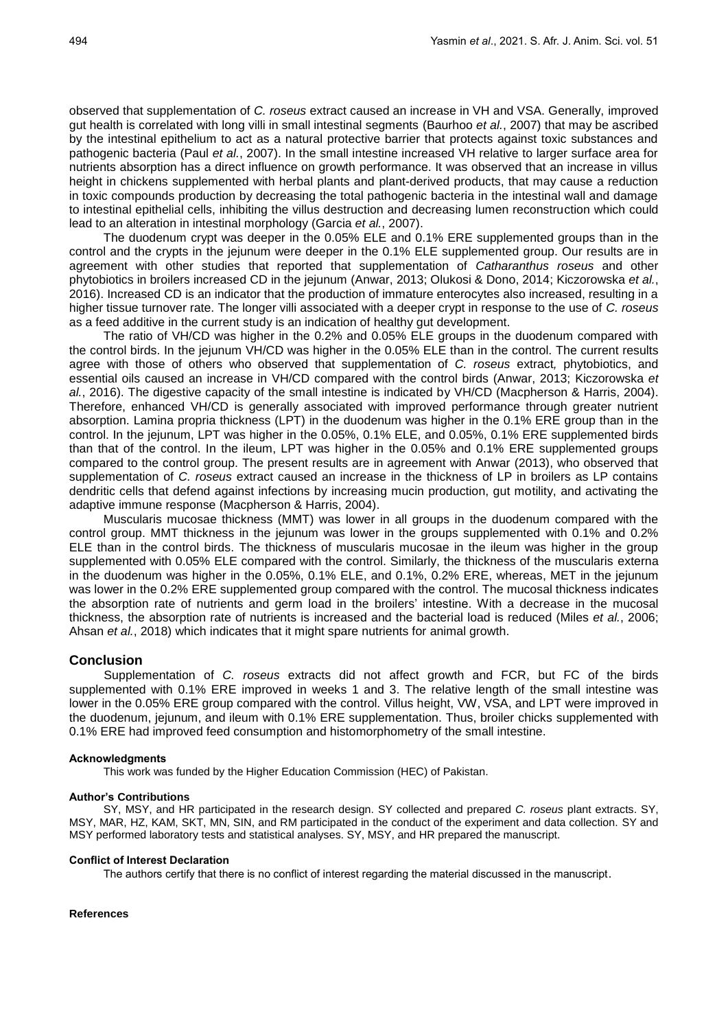observed that supplementation of *C. roseus* extract caused an increase in VH and VSA. Generally, improved gut health is correlated with long villi in small intestinal segments (Baurhoo *et al.*, 2007) that may be ascribed by the intestinal epithelium to act as a natural protective barrier that protects against toxic substances and pathogenic bacteria (Paul *et al.*, 2007). In the small intestine increased VH relative to larger surface area for nutrients absorption has a direct influence on growth performance. It was observed that an increase in villus height in chickens supplemented with herbal plants and plant-derived products, that may cause a reduction in toxic compounds production by decreasing the total pathogenic bacteria in the intestinal wall and damage to intestinal epithelial cells, inhibiting the villus destruction and decreasing lumen reconstruction which could lead to an alteration in intestinal morphology (Garcia *et al.*, 2007).

The duodenum crypt was deeper in the 0.05% ELE and 0.1% ERE supplemented groups than in the control and the crypts in the jejunum were deeper in the 0.1% ELE supplemented group. Our results are in agreement with other studies that reported that supplementation of *Catharanthus roseus* and other phytobiotics in broilers increased CD in the jejunum (Anwar, 2013; Olukosi & Dono, 2014; Kiczorowska *et al.*, 2016). Increased CD is an indicator that the production of immature enterocytes also increased, resulting in a higher tissue turnover rate. The longer villi associated with a deeper crypt in response to the use of *C. roseus* as a feed additive in the current study is an indication of healthy gut development.

The ratio of VH/CD was higher in the 0.2% and 0.05% ELE groups in the duodenum compared with the control birds. In the jejunum VH/CD was higher in the 0.05% ELE than in the control. The current results agree with those of others who observed that supplementation of *C. roseus* extract*,* phytobiotics, and essential oils caused an increase in VH/CD compared with the control birds (Anwar, 2013; Kiczorowska *et al.*, 2016). The digestive capacity of the small intestine is indicated by VH/CD (Macpherson & Harris, 2004). Therefore, enhanced VH/CD is generally associated with improved performance through greater nutrient absorption. Lamina propria thickness (LPT) in the duodenum was higher in the 0.1% ERE group than in the control. In the jejunum, LPT was higher in the 0.05%, 0.1% ELE, and 0.05%, 0.1% ERE supplemented birds than that of the control. In the ileum, LPT was higher in the 0.05% and 0.1% ERE supplemented groups compared to the control group. The present results are in agreement with Anwar (2013), who observed that supplementation of *C. roseus* extract caused an increase in the thickness of LP in broilers as LP contains dendritic cells that defend against infections by increasing mucin production, gut motility, and activating the adaptive immune response (Macpherson & Harris, 2004).

Muscularis mucosae thickness (MMT) was lower in all groups in the duodenum compared with the control group. MMT thickness in the jejunum was lower in the groups supplemented with 0.1% and 0.2% ELE than in the control birds. The thickness of muscularis mucosae in the ileum was higher in the group supplemented with 0.05% ELE compared with the control. Similarly, the thickness of the muscularis externa in the duodenum was higher in the 0.05%, 0.1% ELE, and 0.1%, 0.2% ERE, whereas, MET in the jejunum was lower in the 0.2% ERE supplemented group compared with the control. The mucosal thickness indicates the absorption rate of nutrients and germ load in the broilers' intestine. With a decrease in the mucosal thickness, the absorption rate of nutrients is increased and the bacterial load is reduced (Miles *et al.*, 2006; Ahsan *et al.*, 2018) which indicates that it might spare nutrients for animal growth.

## Conclusion

Supplementation of *C. roseus* extracts did not affect growth and FCR, but FC of the birds supplemented with 0.1% ERE improved in weeks 1 and 3. The relative length of the small intestine was lower in the 0.05% ERE group compared with the control. Villus height, VW, VSA, and LPT were improved in the duodenum, jejunum, and ileum with 0.1% ERE supplementation. Thus, broiler chicks supplemented with 0.1% ERE had improved feed consumption and histomorphometry of the small intestine.

#### Acknowledgments

This work was funded by the Higher Education Commission (HEC) of Pakistan.

#### Author's Contributions

SY, MSY, and HR participated in the research design. SY collected and prepared *C. roseus* plant extracts. SY, MSY, MAR, HZ, KAM, SKT, MN, SIN, and RM participated in the conduct of the experiment and data collection. SY and MSY performed laboratory tests and statistical analyses. SY, MSY, and HR prepared the manuscript.

#### Conflict of Interest Declaration

The authors certify that there is no conflict of interest regarding the material discussed in the manuscript.

#### References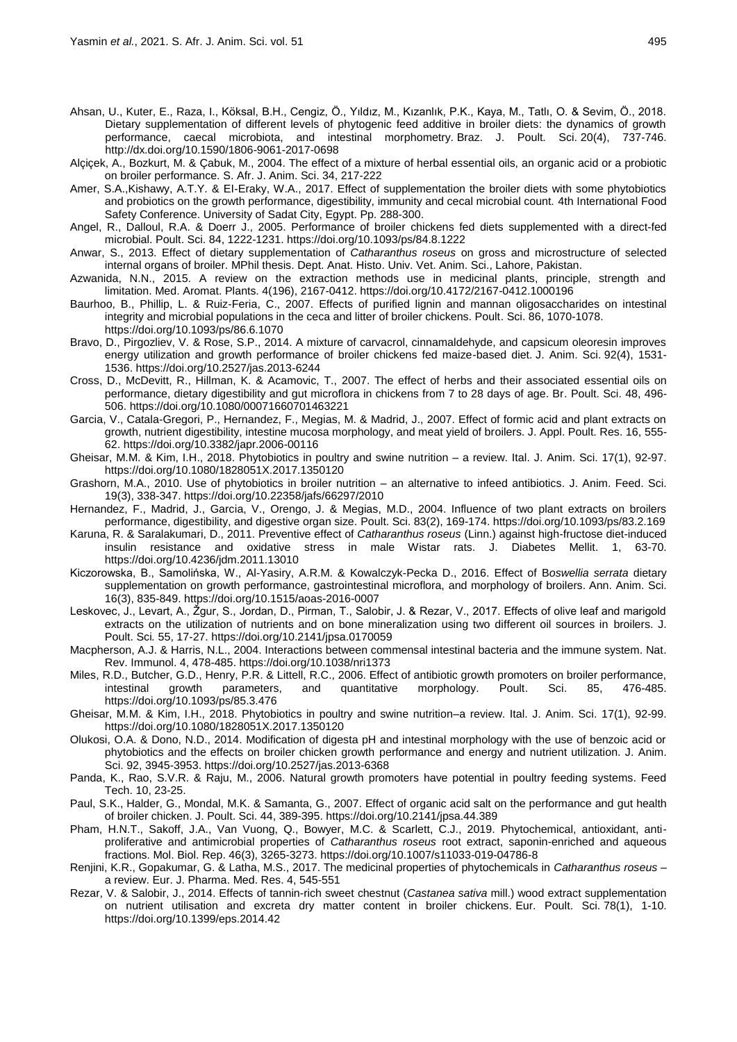Ahsan, U., Kuter, E., Raza, I., Köksal, B.H., Cengiz, Ö., Yıldız, M., Kızanlık, P.K., Kaya, M., Tatlı, O. & Sevim, Ö., 2018. Dietary supplementation of different levels of phytogenic feed additive in broiler diets: the dynamics of growth performance, caecal microbiota, and intestinal morphometry. Braz. J. Poult. Sci. 20(4), 737-746. http://dx.doi.org/10.1590/1806-9061-2017-0698

Alçiçek, A., Bozkurt, M. & Çabuk, M., 2004. The effect of a mixture of herbal essential oils, an organic acid or a probiotic on broiler performance. S. Afr. J. Anim. Sci. 34, 217-222

Amer, S.A.,Kishawy, A.T.Y. & EI-Eraky, W.A., 2017. Effect of supplementation the broiler diets with some phytobiotics and probiotics on the growth performance, digestibility, immunity and cecal microbial count. 4th International Food Safety Conference. University of Sadat City, Egypt. Pp. 288-300.

Angel, R., Dalloul, R.A. & Doerr J., 2005. Performance of broiler chickens fed diets supplemented with a direct-fed microbial. Poult. Sci. 84, 1222-1231. https://doi.org/10.1093/ps/84.8.1222

Anwar, S., 2013. Effect of dietary supplementation of *Catharanthus roseus* on gross and microstructure of selected internal organs of broiler. MPhil thesis. Dept. Anat. Histo. Univ. Vet. Anim. Sci., Lahore, Pakistan.

Azwanida, N.N., 2015. A review on the extraction methods use in medicinal plants, principle, strength and limitation. Med. Aromat. Plants. 4(196), 2167-0412. https://doi.org/10.4172/2167-0412.1000196

Baurhoo, B., Phillip, L. & Ruiz-Feria, C., 2007. Effects of purified lignin and mannan oligosaccharides on intestinal integrity and microbial populations in the ceca and litter of broiler chickens. Poult. Sci. 86, 1070-1078. https://doi.org/10.1093/ps/86.6.1070

Bravo, D., Pirgozliev, V. & Rose, S.P., 2014. A mixture of carvacrol, cinnamaldehyde, and capsicum oleoresin improves energy utilization and growth performance of broiler chickens fed maize-based diet. J. Anim. Sci. 92(4), 1531-1536. https://doi.org/10.2527/jas.2013-6244

Cross, D., McDevitt, R., Hillman, K. & Acamovic, T., 2007. The effect of herbs and their associated essential oils on performance, dietary digestibility and gut microflora in chickens from 7 to 28 days of age. Br. Poult. Sci. 48, 496-506. https://doi.org/10.1080/00071660701463221

Garcia, V., Catala-Gregori, P., Hernandez, F., Megias, M. & Madrid, J., 2007. Effect of formic acid and plant extracts on growth, nutrient digestibility, intestine mucosa morphology, and meat yield of broilers. J. Appl. Poult. Res. 16, 555-62. https://doi.org/10.3382/japr.2006-00116

Gheisar, M.M. & Kim, I.H., 2018. Phytobiotics in poultry and swine nutrition – a review. Ital. J. Anim. Sci. 17(1), 92-97. https://doi.org/10.1080/1828051X.2017.1350120

Grashorn, M.A., 2010. Use of phytobiotics in broiler nutrition – an alternative to infeed antibiotics. J. Anim. Feed. Sci. 19(3), 338-347. https://doi.org/10.22358/jafs/66297/2010

Hernandez, F., Madrid, J., Garcia, V., Orengo, J. & Megias, M.D., 2004. Influence of two plant extracts on broilers performance, digestibility, and digestive organ size. Poult. Sci. 83(2), 169-174. https://doi.org/10.1093/ps/83.2.169

Karuna, R. & Saralakumari, D., 2011. Preventive effect of *Catharanthus roseus* (Linn.) against high-fructose diet-induced insulin resistance and oxidative stress in male Wistar rats. J. Diabetes Mellit. 1, 63-70. https://doi.org/10.4236/jdm.2011.13010

Kiczorowska, B., Samolińska, W., Al-Yasiry, A.R.M. & Kowalczyk-Pecka D., 2016. Effect of B*oswellia serrata* dietary supplementation on growth performance, gastrointestinal microflora, and morphology of broilers. Ann. Anim. Sci. 16(3), 835-849. https://doi.org/10.1515/aoas-2016-0007

Leskovec, J., Levart, A., Žgur, S., Jordan, D., Pirman, T., Salobir, J. & Rezar, V., 2017. Effects of olive leaf and marigold extracts on the utilization of nutrients and on bone mineralization using two different oil sources in broilers. J. Poult. Sci. 55, 17-27. https://doi.org/10.2141/jpsa.0170059

Macpherson, A.J. & Harris, N.L., 2004. Interactions between commensal intestinal bacteria and the immune system. Nat. Rev. Immunol. 4, 478-485. https://doi.org/10.1038/nri1373

Miles, R.D., Butcher, G.D., Henry, P.R. & Littell, R.C., 2006. Effect of antibiotic growth promoters on broiler performance, intestinal growth parameters, and quantitative morphology. Poult. Sci. 85, 476-485. https://doi.org/10.1093/ps/85.3.476

Gheisar, M.M. & Kim, I.H., 2018. Phytobiotics in poultry and swine nutrition–a review. Ital. J. Anim. Sci. 17(1), 92-99. https://doi.org/10.1080/1828051X.2017.1350120

Olukosi, O.A. & Dono, N.D., 2014. Modification of digesta pH and intestinal morphology with the use of benzoic acid or phytobiotics and the effects on broiler chicken growth performance and energy and nutrient utilization. J. Anim. Sci. 92, 3945-3953. https://doi.org/10.2527/jas.2013-6368

Panda, K., Rao, S.V.R. & Raju, M., 2006. Natural growth promoters have potential in poultry feeding systems. Feed Tech. 10, 23-25.

Paul, S.K., Halder, G., Mondal, M.K. & Samanta, G., 2007. Effect of organic acid salt on the performance and gut health of broiler chicken. J. Poult. Sci. 44, 389-395. https://doi.org/10.2141/jpsa.44.389

Pham, H.N.T., Sakoff, J.A., Van Vuong, Q., Bowyer, M.C. & Scarlett, C.J., 2019. Phytochemical, antioxidant, anti-proliferative and antimicrobial properties of *Catharanthus roseus* root extract, saponin-enriched and aqueous fractions. Mol. Biol. Rep. 46(3), 3265-3273. https://doi.org/10.1007/s11033-019-04786-8

Renjini, K.R., Gopakumar, G. & Latha, M.S., 2017. The medicinal properties of phytochemicals in *Catharanthus roseus* – a review. Eur. J. Pharma. Med. Res. 4, 545-551

Rezar, V. & Salobir, J., 2014. Effects of tannin-rich sweet chestnut (*Castanea sativa* mill.) wood extract supplementation on nutrient utilisation and excreta dry matter content in broiler chickens. Eur. Poult. Sci. 78(1), 1-10. https://doi.org/10.1399/eps.2014.42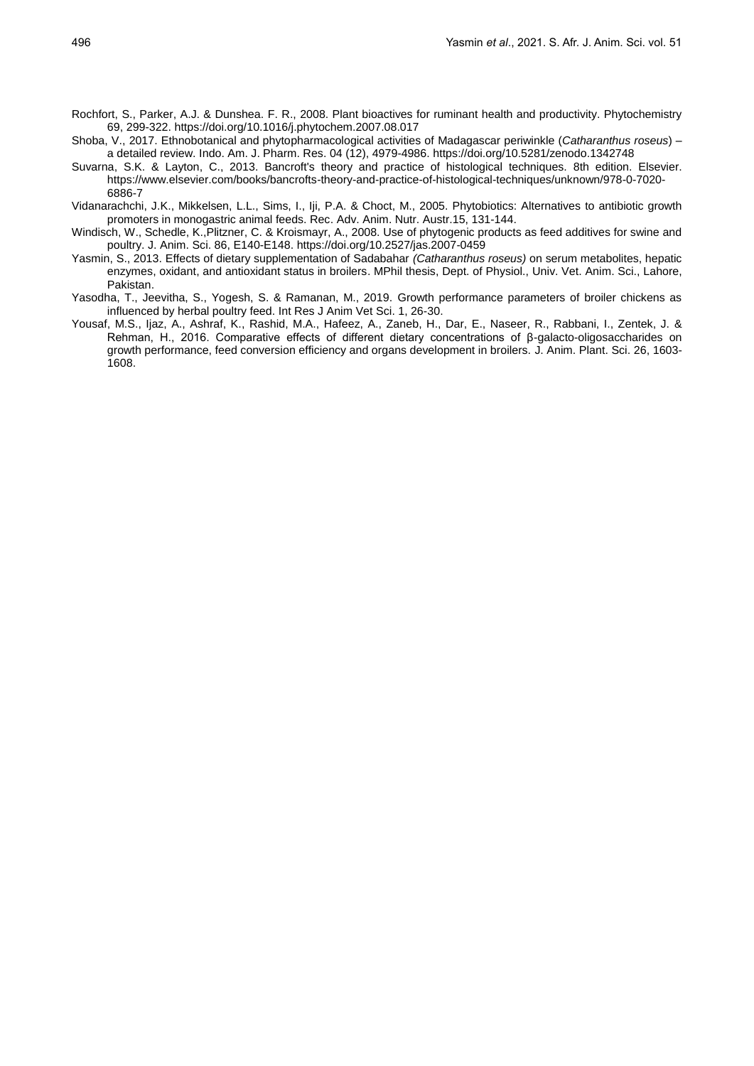Rochfort, S., Parker, A.J. & Dunshea. F. R., 2008. Plant bioactives for ruminant health and productivity. Phytochemistry 69, 299-322. https://doi.org/10.1016/j.phytochem.2007.08.017

Shoba, V., 2017. Ethnobotanical and phytopharmacological activities of Madagascar periwinkle (*Catharanthus roseus*) – a detailed review. Indo. Am. J. Pharm. Res. 04 (12), 4979-4986. https://doi.org/10.5281/zenodo.1342748

Suvarna, S.K. & Layton, C., 2013. Bancroft's theory and practice of histological techniques. 8th edition. Elsevier. https://www.elsevier.com/books/bancrofts-theory-and-practice-of-histological-techniques/unknown/978-0-7020-6886-7

Vidanarachchi, J.K., Mikkelsen, L.L., Sims, I., Iji, P.A. & Choct, M., 2005. Phytobiotics: Alternatives to antibiotic growth promoters in monogastric animal feeds. Rec. Adv. Anim. Nutr. Austr.15, 131-144.

Windisch, W., Schedle, K.,Plitzner, C. & Kroismayr, A., 2008. Use of phytogenic products as feed additives for swine and poultry. J. Anim. Sci. 86, E140-E148. https://doi.org/10.2527/jas.2007-0459

Yasmin, S., 2013. Effects of dietary supplementation of Sadabahar *(Catharanthus roseus)* on serum metabolites, hepatic enzymes, oxidant, and antioxidant status in broilers. MPhil thesis, Dept. of Physiol., Univ. Vet. Anim. Sci., Lahore, Pakistan.

Yasodha, T., Jeevitha, S., Yogesh, S. & Ramanan, M., 2019. Growth performance parameters of broiler chickens as influenced by herbal poultry feed. Int Res J Anim Vet Sci. 1, 26-30.

Yousaf, M.S., Ijaz, A., Ashraf, K., Rashid, M.A., Hafeez, A., Zaneb, H., Dar, E., Naseer, R., Rabbani, I., Zentek, J. & Rehman, H., 2016. Comparative effects of different dietary concentrations of β-galacto-oligosaccharides on growth performance, feed conversion efficiency and organs development in broilers. J. Anim. Plant. Sci. 26, 1603-1608.